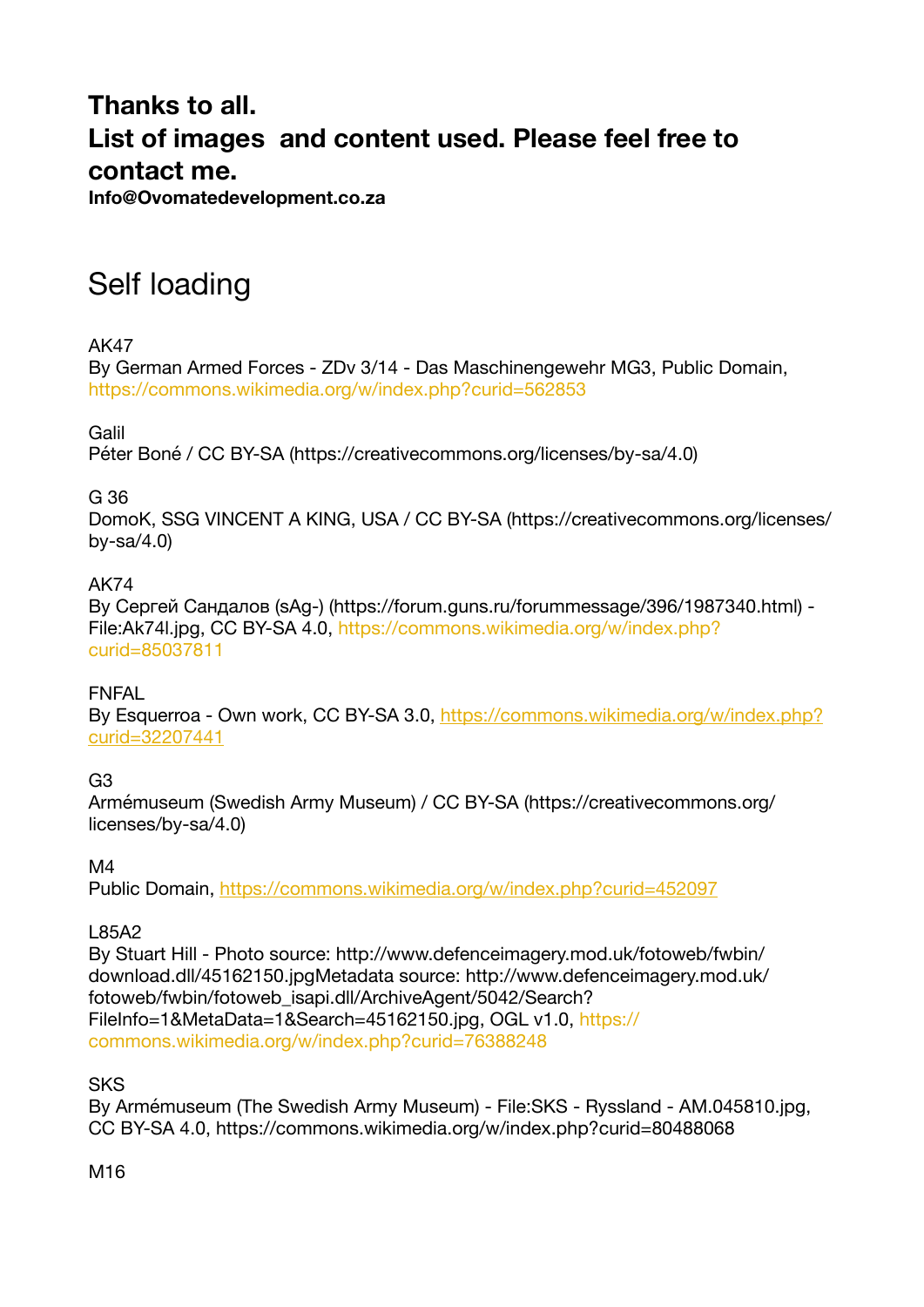**Thanks to all.**
**List of images and content used. Please feel free to contact me.**
**Info@Ovomatedevelopment.co.za**

# Self loading

AK47
By German Armed Forces - ZDv 3/14 - Das Maschinengewehr MG3, Public Domain, https://commons.wikimedia.org/w/index.php?curid=562853

Galil
Péter Boné / CC BY-SA (https://creativecommons.org/licenses/by-sa/4.0)

G 36
DomoK, SSG VINCENT A KING, USA / CC BY-SA (https://creativecommons.org/licenses/by-sa/4.0)

AK74
By Сергей Сандалов (sAg-) (https://forum.guns.ru/forummessage/396/1987340.html) - File:Ak74l.jpg, CC BY-SA 4.0, https://commons.wikimedia.org/w/index.php?curid=85037811

FNFAL
By Esquerroa - Own work, CC BY-SA 3.0, https://commons.wikimedia.org/w/index.php?curid=32207441

G3
Armémuseum (Swedish Army Museum) / CC BY-SA (https://creativecommons.org/licenses/by-sa/4.0)

M4
Public Domain, https://commons.wikimedia.org/w/index.php?curid=452097

L85A2
By Stuart Hill - Photo source: http://www.defenceimagery.mod.uk/fotoweb/fwbin/download.dll/45162150.jpgMetadata source: http://www.defenceimagery.mod.uk/fotoweb/fwbin/fotoweb_isapi.dll/ArchiveAgent/5042/Search?FileInfo=1&MetaData=1&Search=45162150.jpg, OGL v1.0, https://commons.wikimedia.org/w/index.php?curid=76388248

SKS
By Armémuseum (The Swedish Army Museum) - File:SKS - Ryssland - AM.045810.jpg, CC BY-SA 4.0, https://commons.wikimedia.org/w/index.php?curid=80488068

M16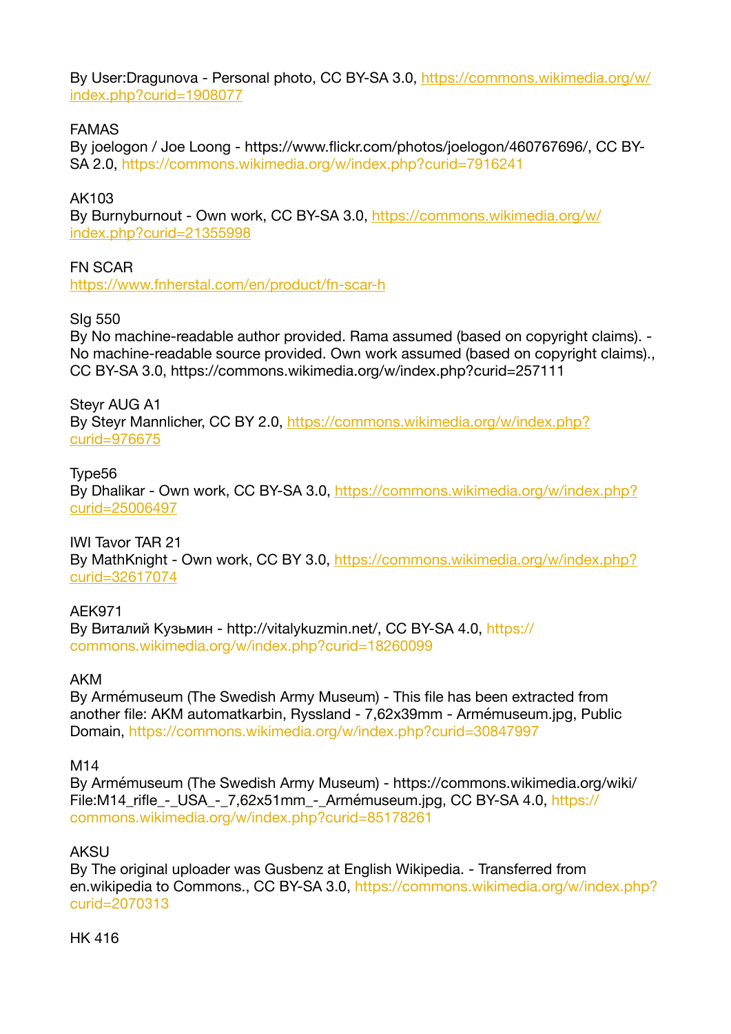By User:Dragunova - Personal photo, CC BY-SA 3.0, https://commons.wikimedia.org/w/index.php?curid=1908077

FAMAS
By joelogon / Joe Loong - https://www.flickr.com/photos/joelogon/460767696/, CC BY-SA 2.0, https://commons.wikimedia.org/w/index.php?curid=7916241

AK103
By Burnyburnout - Own work, CC BY-SA 3.0, https://commons.wikimedia.org/w/index.php?curid=21355998

FN SCAR
https://www.fnherstal.com/en/product/fn-scar-h

Slg 550
By No machine-readable author provided. Rama assumed (based on copyright claims). - No machine-readable source provided. Own work assumed (based on copyright claims)., CC BY-SA 3.0, https://commons.wikimedia.org/w/index.php?curid=257111

Steyr AUG A1
By Steyr Mannlicher, CC BY 2.0, https://commons.wikimedia.org/w/index.php?curid=976675

Type56
By Dhalikar - Own work, CC BY-SA 3.0, https://commons.wikimedia.org/w/index.php?curid=25006497

IWI Tavor TAR 21
By MathKnight - Own work, CC BY 3.0, https://commons.wikimedia.org/w/index.php?curid=32617074

AEK971
By Виталий Кузьмин - http://vitalykuzmin.net/, CC BY-SA 4.0, https://commons.wikimedia.org/w/index.php?curid=18260099

AKM
By Armémuseum (The Swedish Army Museum) - This file has been extracted from another file: AKM automatkarbin, Ryssland - 7,62x39mm - Armémuseum.jpg, Public Domain, https://commons.wikimedia.org/w/index.php?curid=30847997

M14
By Armémuseum (The Swedish Army Museum) - https://commons.wikimedia.org/wiki/File:M14_rifle_-_USA_-_7,62x51mm_-_Armémuseum.jpg, CC BY-SA 4.0, https://commons.wikimedia.org/w/index.php?curid=85178261

AKSU
By The original uploader was Gusbenz at English Wikipedia. - Transferred from en.wikipedia to Commons., CC BY-SA 3.0, https://commons.wikimedia.org/w/index.php?curid=2070313

HK 416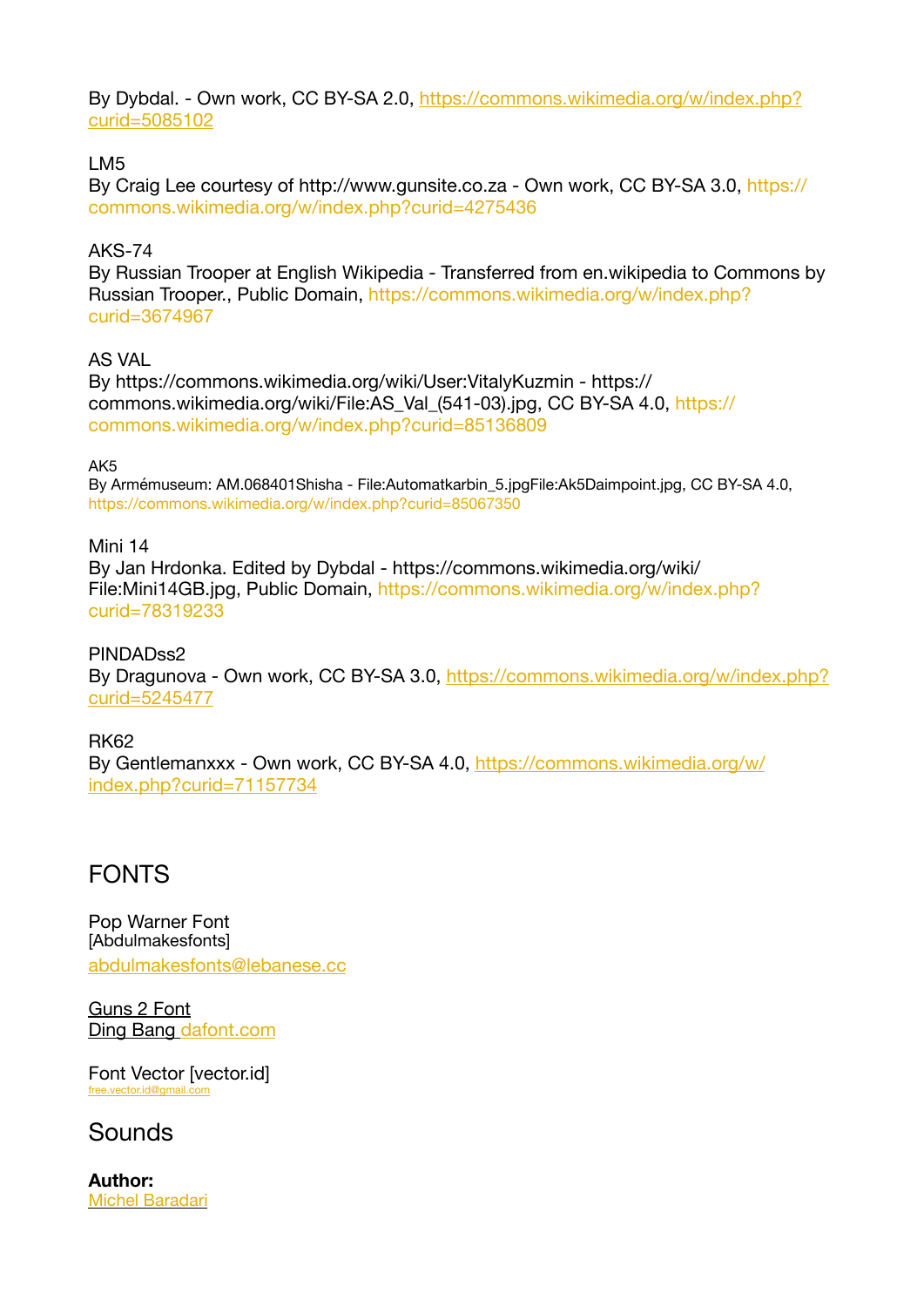By Dybdal. - Own work, CC BY-SA 2.0, https://commons.wikimedia.org/w/index.php?curid=5085102

LM5
By Craig Lee courtesy of http://www.gunsite.co.za - Own work, CC BY-SA 3.0, https://commons.wikimedia.org/w/index.php?curid=4275436

AKS-74
By Russian Trooper at English Wikipedia - Transferred from en.wikipedia to Commons by Russian Trooper., Public Domain, https://commons.wikimedia.org/w/index.php?curid=3674967

AS VAL
By https://commons.wikimedia.org/wiki/User:VitalyKuzmin - https://commons.wikimedia.org/wiki/File:AS_Val_(541-03).jpg, CC BY-SA 4.0, https://commons.wikimedia.org/w/index.php?curid=85136809

AK5
By Armémuseum: AM.068401Shisha - File:Automatkarbin_5.jpgFile:Ak5Daimpoint.jpg, CC BY-SA 4.0, https://commons.wikimedia.org/w/index.php?curid=85067350

Mini 14
By Jan Hrdonka. Edited by Dybdal - https://commons.wikimedia.org/wiki/File:Mini14GB.jpg, Public Domain, https://commons.wikimedia.org/w/index.php?curid=78319233

PINDADss2
By Dragunova - Own work, CC BY-SA 3.0, https://commons.wikimedia.org/w/index.php?curid=5245477

RK62
By Gentlemanxxx - Own work, CC BY-SA 4.0, https://commons.wikimedia.org/w/index.php?curid=71157734

## FONTS

Pop Warner Font
[Abdulmakesfonts]
abdulmakesfonts@lebanese.cc

Guns 2 Font
Ding Bang dafont.com

Font Vector [vector.id]
free.vector.id@gmail.com

## Sounds

**Author:**
Michel Baradari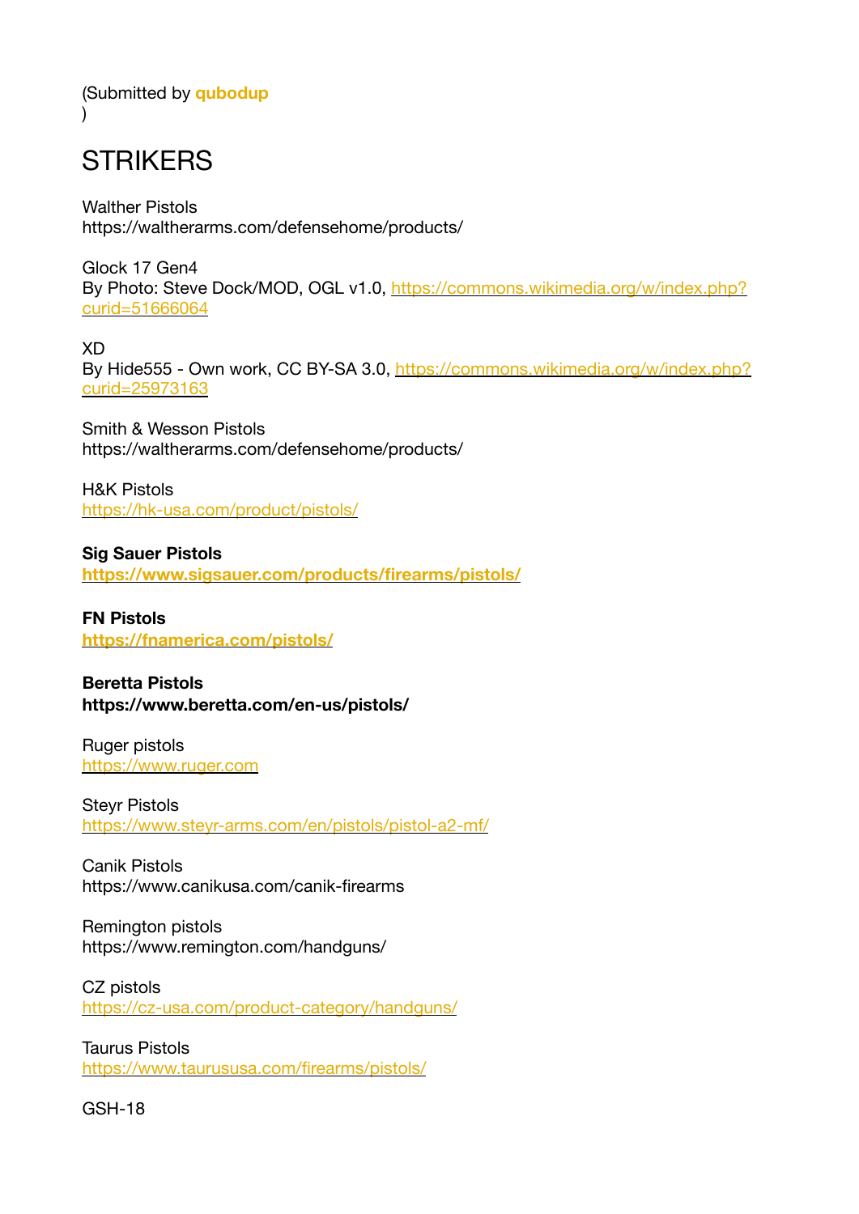(Submitted by **qubodup**
)

# STRIKERS

Walther Pistols
https://waltherarms.com/defensehome/products/

Glock 17 Gen4
By Photo: Steve Dock/MOD, OGL v1.0, https://commons.wikimedia.org/w/index.php?curid=51666064

XD
By Hide555 - Own work, CC BY-SA 3.0, https://commons.wikimedia.org/w/index.php?curid=25973163

Smith & Wesson Pistols
https://waltherarms.com/defensehome/products/

H&K Pistols
https://hk-usa.com/product/pistols/

**Sig Sauer Pistols**
**https://www.sigsauer.com/products/firearms/pistols/**

**FN Pistols**
**https://fnamerica.com/pistols/**

**Beretta Pistols**
**https://www.beretta.com/en-us/pistols/**

Ruger pistols
https://www.ruger.com

Steyr Pistols
https://www.steyr-arms.com/en/pistols/pistol-a2-mf/

Canik Pistols
https://www.canikusa.com/canik-firearms

Remington pistols
https://www.remington.com/handguns/

CZ pistols
https://cz-usa.com/product-category/handguns/

Taurus Pistols
https://www.taurususa.com/firearms/pistols/

GSH-18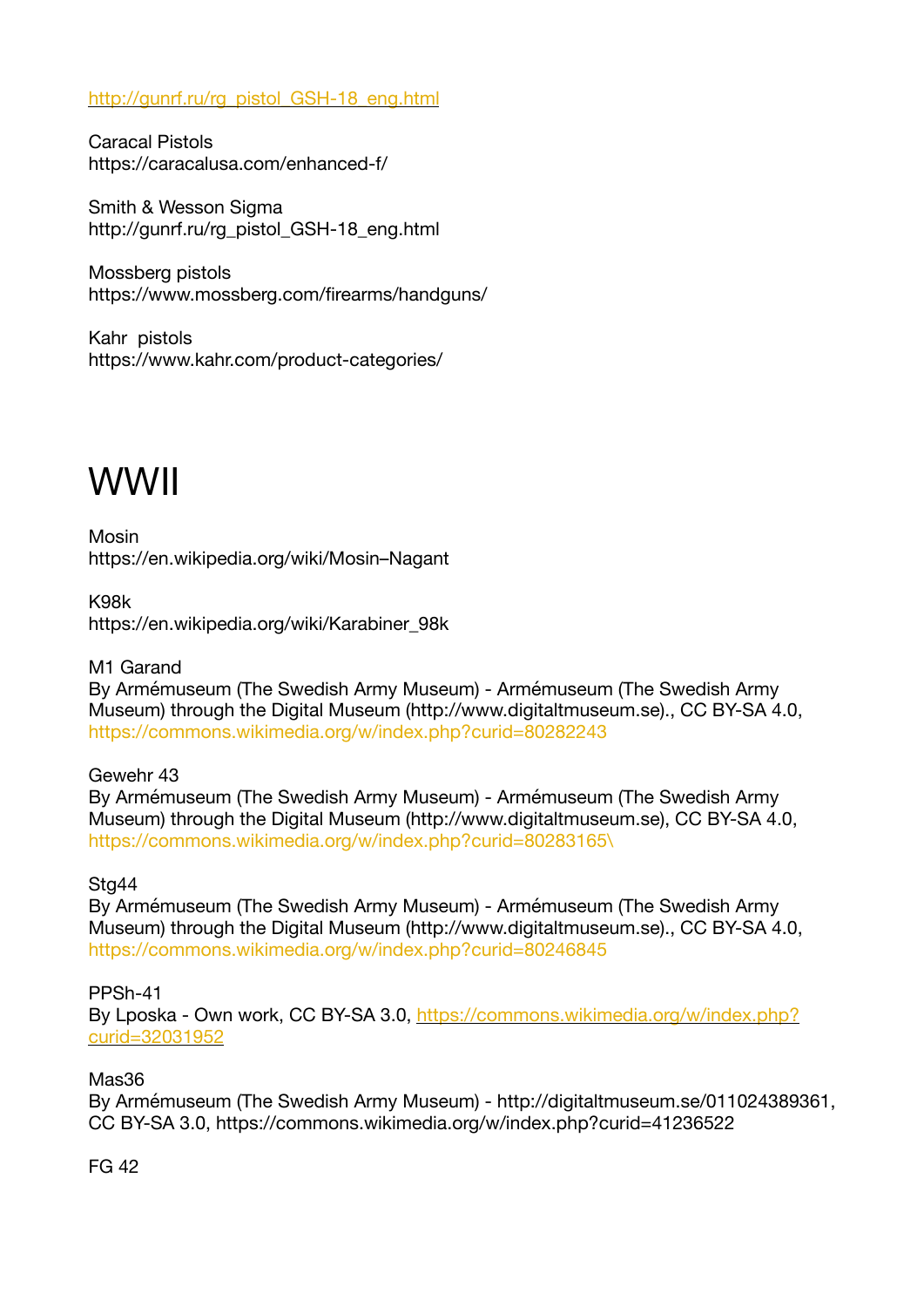http://gunrf.ru/rg_pistol_GSH-18_eng.html

Caracal Pistols
https://caracalusa.com/enhanced-f/

Smith & Wesson Sigma
http://gunrf.ru/rg_pistol_GSH-18_eng.html

Mossberg pistols
https://www.mossberg.com/firearms/handguns/

Kahr  pistols
https://www.kahr.com/product-categories/

# WWII

Mosin
https://en.wikipedia.org/wiki/Mosin–Nagant

K98k
https://en.wikipedia.org/wiki/Karabiner_98k

M1 Garand
By Armémuseum (The Swedish Army Museum) - Armémuseum (The Swedish Army Museum) through the Digital Museum (http://www.digitaltmuseum.se)., CC BY-SA 4.0, https://commons.wikimedia.org/w/index.php?curid=80282243

Gewehr 43
By Armémuseum (The Swedish Army Museum) - Armémuseum (The Swedish Army Museum) through the Digital Museum (http://www.digitaltmuseum.se), CC BY-SA 4.0, https://commons.wikimedia.org/w/index.php?curid=80283165\

Stg44
By Armémuseum (The Swedish Army Museum) - Armémuseum (The Swedish Army Museum) through the Digital Museum (http://www.digitaltmuseum.se)., CC BY-SA 4.0, https://commons.wikimedia.org/w/index.php?curid=80246845

PPSh-41
By Lposka - Own work, CC BY-SA 3.0, https://commons.wikimedia.org/w/index.php?curid=32031952

Mas36
By Armémuseum (The Swedish Army Museum) - http://digitaltmuseum.se/011024389361, CC BY-SA 3.0, https://commons.wikimedia.org/w/index.php?curid=41236522

FG 42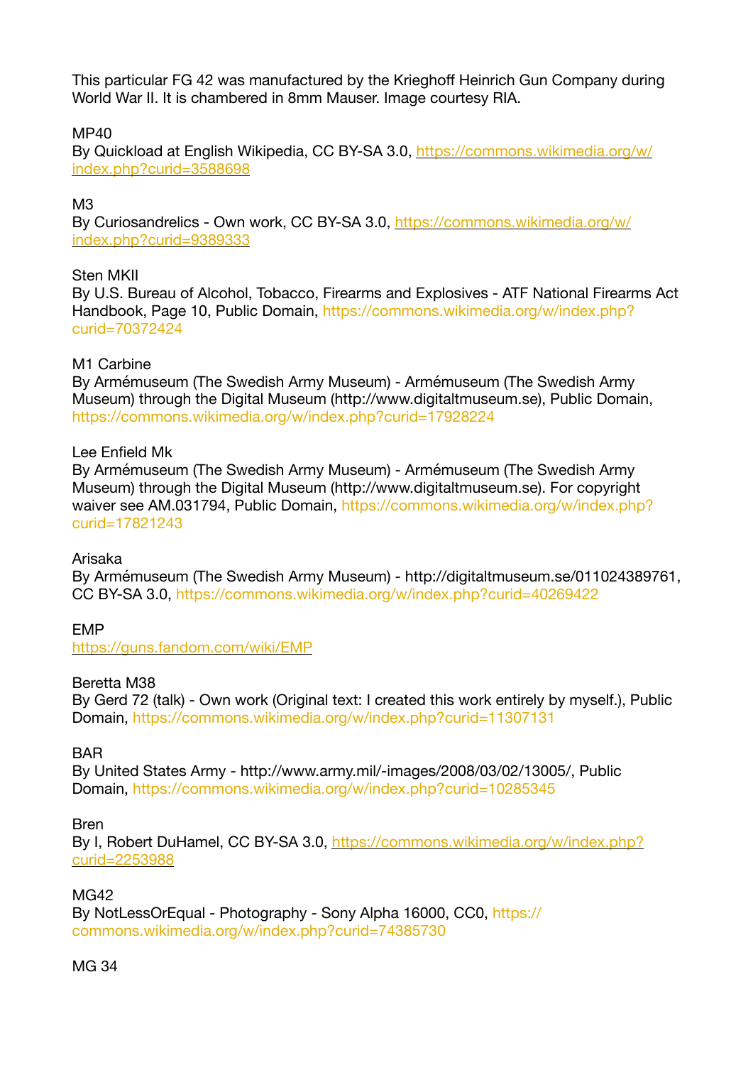This particular FG 42 was manufactured by the Krieghoff Heinrich Gun Company during World War II. It is chambered in 8mm Mauser. Image courtesy RIA.

MP40
By Quickload at English Wikipedia, CC BY-SA 3.0, https://commons.wikimedia.org/w/index.php?curid=3588698

M3
By Curiosandrelics - Own work, CC BY-SA 3.0, https://commons.wikimedia.org/w/index.php?curid=9389333

Sten MKII
By U.S. Bureau of Alcohol, Tobacco, Firearms and Explosives - ATF National Firearms Act Handbook, Page 10, Public Domain, https://commons.wikimedia.org/w/index.php?curid=70372424

M1 Carbine
By Armémuseum (The Swedish Army Museum) - Armémuseum (The Swedish Army Museum) through the Digital Museum (http://www.digitaltmuseum.se), Public Domain, https://commons.wikimedia.org/w/index.php?curid=17928224

Lee Enfield Mk
By Armémuseum (The Swedish Army Museum) - Armémuseum (The Swedish Army Museum) through the Digital Museum (http://www.digitaltmuseum.se). For copyright waiver see AM.031794, Public Domain, https://commons.wikimedia.org/w/index.php?curid=17821243

Arisaka
By Armémuseum (The Swedish Army Museum) - http://digitaltmuseum.se/011024389761, CC BY-SA 3.0, https://commons.wikimedia.org/w/index.php?curid=40269422

EMP
https://guns.fandom.com/wiki/EMP

Beretta M38
By Gerd 72 (talk) - Own work (Original text: I created this work entirely by myself.), Public Domain, https://commons.wikimedia.org/w/index.php?curid=11307131

BAR
By United States Army - http://www.army.mil/-images/2008/03/02/13005/, Public Domain, https://commons.wikimedia.org/w/index.php?curid=10285345

Bren
By I, Robert DuHamel, CC BY-SA 3.0, https://commons.wikimedia.org/w/index.php?curid=2253988

MG42
By NotLessOrEqual - Photography - Sony Alpha 16000, CC0, https://commons.wikimedia.org/w/index.php?curid=74385730

MG 34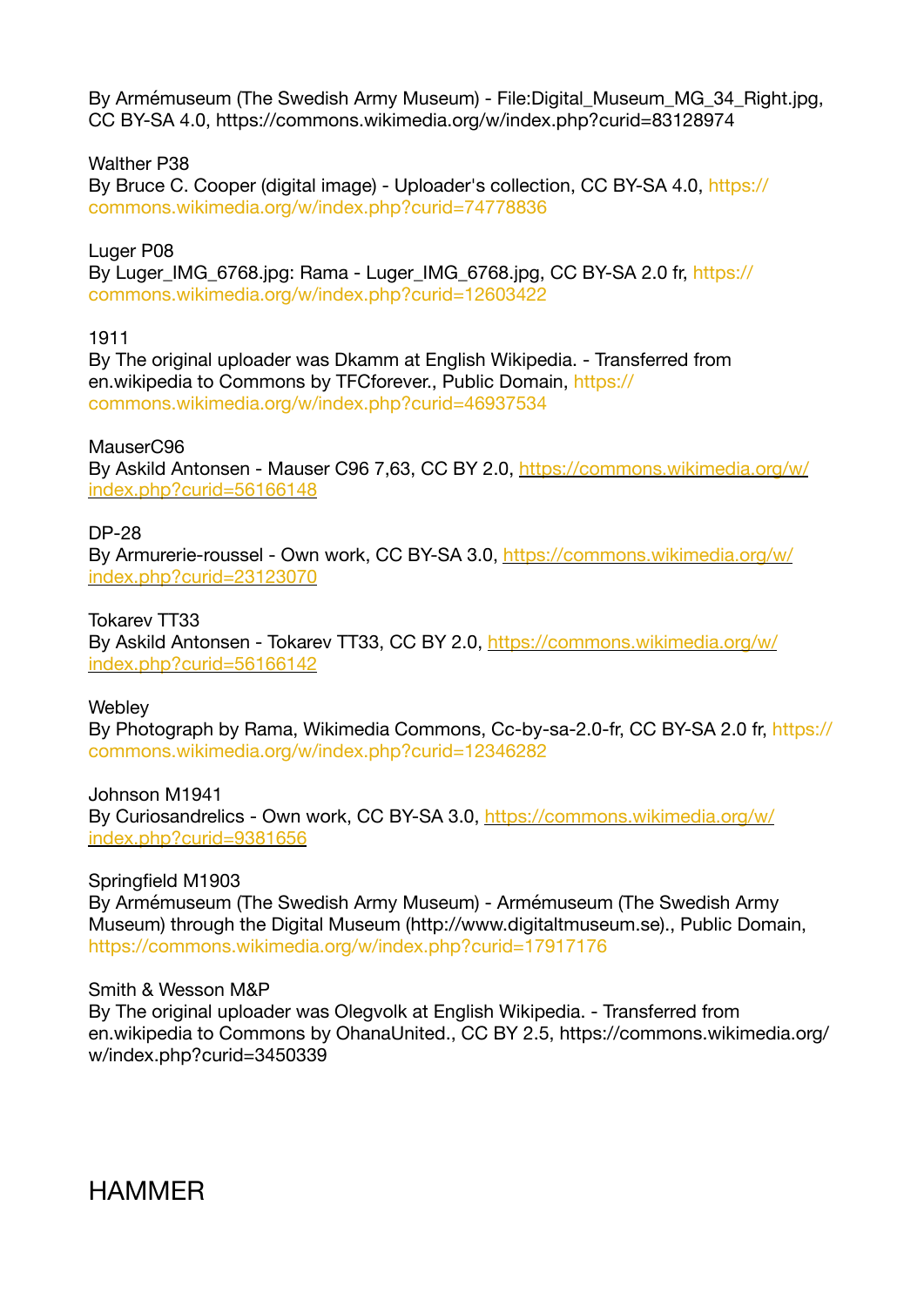By Armémuseum (The Swedish Army Museum) - File:Digital_Museum_MG_34_Right.jpg, CC BY-SA 4.0, https://commons.wikimedia.org/w/index.php?curid=83128974

Walther P38
By Bruce C. Cooper (digital image) - Uploader's collection, CC BY-SA 4.0, https://commons.wikimedia.org/w/index.php?curid=74778836

Luger P08
By Luger_IMG_6768.jpg: Rama - Luger_IMG_6768.jpg, CC BY-SA 2.0 fr, https://commons.wikimedia.org/w/index.php?curid=12603422

1911
By The original uploader was Dkamm at English Wikipedia. - Transferred from en.wikipedia to Commons by TFCforever., Public Domain, https://commons.wikimedia.org/w/index.php?curid=46937534

MauserC96
By Askild Antonsen - Mauser C96 7,63, CC BY 2.0, https://commons.wikimedia.org/w/index.php?curid=56166148

DP-28
By Armurerie-roussel - Own work, CC BY-SA 3.0, https://commons.wikimedia.org/w/index.php?curid=23123070

Tokarev TT33
By Askild Antonsen - Tokarev TT33, CC BY 2.0, https://commons.wikimedia.org/w/index.php?curid=56166142

Webley
By Photograph by Rama, Wikimedia Commons, Cc-by-sa-2.0-fr, CC BY-SA 2.0 fr, https://commons.wikimedia.org/w/index.php?curid=12346282

Johnson M1941
By Curiosandrelics - Own work, CC BY-SA 3.0, https://commons.wikimedia.org/w/index.php?curid=9381656

Springfield M1903
By Armémuseum (The Swedish Army Museum) - Armémuseum (The Swedish Army Museum) through the Digital Museum (http://www.digitaltmuseum.se)., Public Domain, https://commons.wikimedia.org/w/index.php?curid=17917176

Smith & Wesson M&P
By The original uploader was Olegvolk at English Wikipedia. - Transferred from en.wikipedia to Commons by OhanaUnited., CC BY 2.5, https://commons.wikimedia.org/w/index.php?curid=3450339

# HAMMER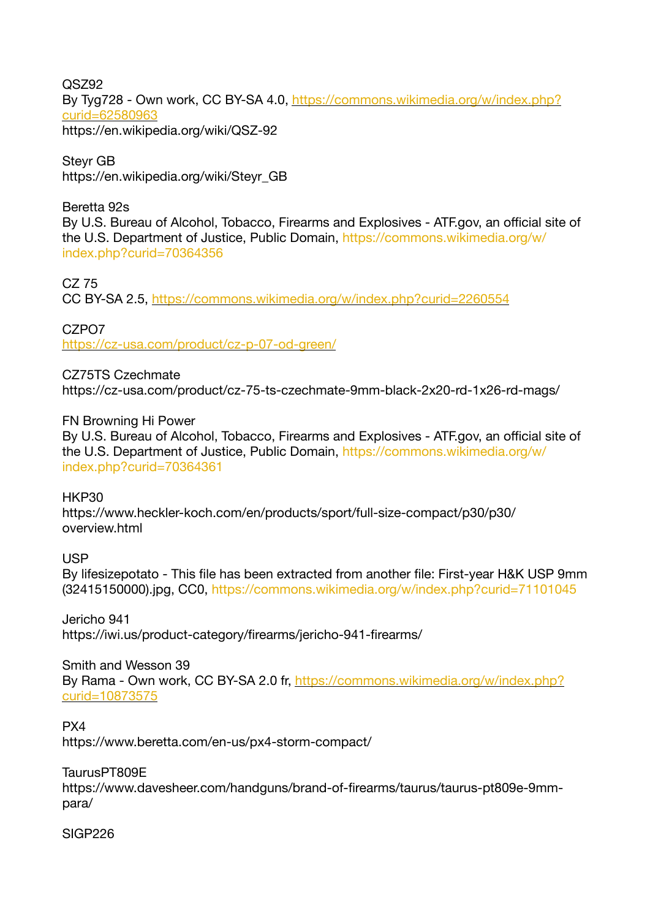QSZ92
By Tyg728 - Own work, CC BY-SA 4.0, https://commons.wikimedia.org/w/index.php?curid=62580963
https://en.wikipedia.org/wiki/QSZ-92

Steyr GB
https://en.wikipedia.org/wiki/Steyr_GB

Beretta 92s
By U.S. Bureau of Alcohol, Tobacco, Firearms and Explosives - ATF.gov, an official site of the U.S. Department of Justice, Public Domain, https://commons.wikimedia.org/w/index.php?curid=70364356

CZ 75
CC BY-SA 2.5, https://commons.wikimedia.org/w/index.php?curid=2260554

CZPO7
https://cz-usa.com/product/cz-p-07-od-green/

CZ75TS Czechmate
https://cz-usa.com/product/cz-75-ts-czechmate-9mm-black-2x20-rd-1x26-rd-mags/

FN Browning Hi Power
By U.S. Bureau of Alcohol, Tobacco, Firearms and Explosives - ATF.gov, an official site of the U.S. Department of Justice, Public Domain, https://commons.wikimedia.org/w/index.php?curid=70364361

HKP30
https://www.heckler-koch.com/en/products/sport/full-size-compact/p30/p30/overview.html

USP
By lifesizepotato - This file has been extracted from another file: First-year H&K USP 9mm (32415150000).jpg, CC0, https://commons.wikimedia.org/w/index.php?curid=71101045

Jericho 941
https://iwi.us/product-category/firearms/jericho-941-firearms/

Smith and Wesson 39
By Rama - Own work, CC BY-SA 2.0 fr, https://commons.wikimedia.org/w/index.php?curid=10873575

PX4
https://www.beretta.com/en-us/px4-storm-compact/

TaurusPT809E
https://www.davesheer.com/handguns/brand-of-firearms/taurus/taurus-pt809e-9mm-para/

SIGP226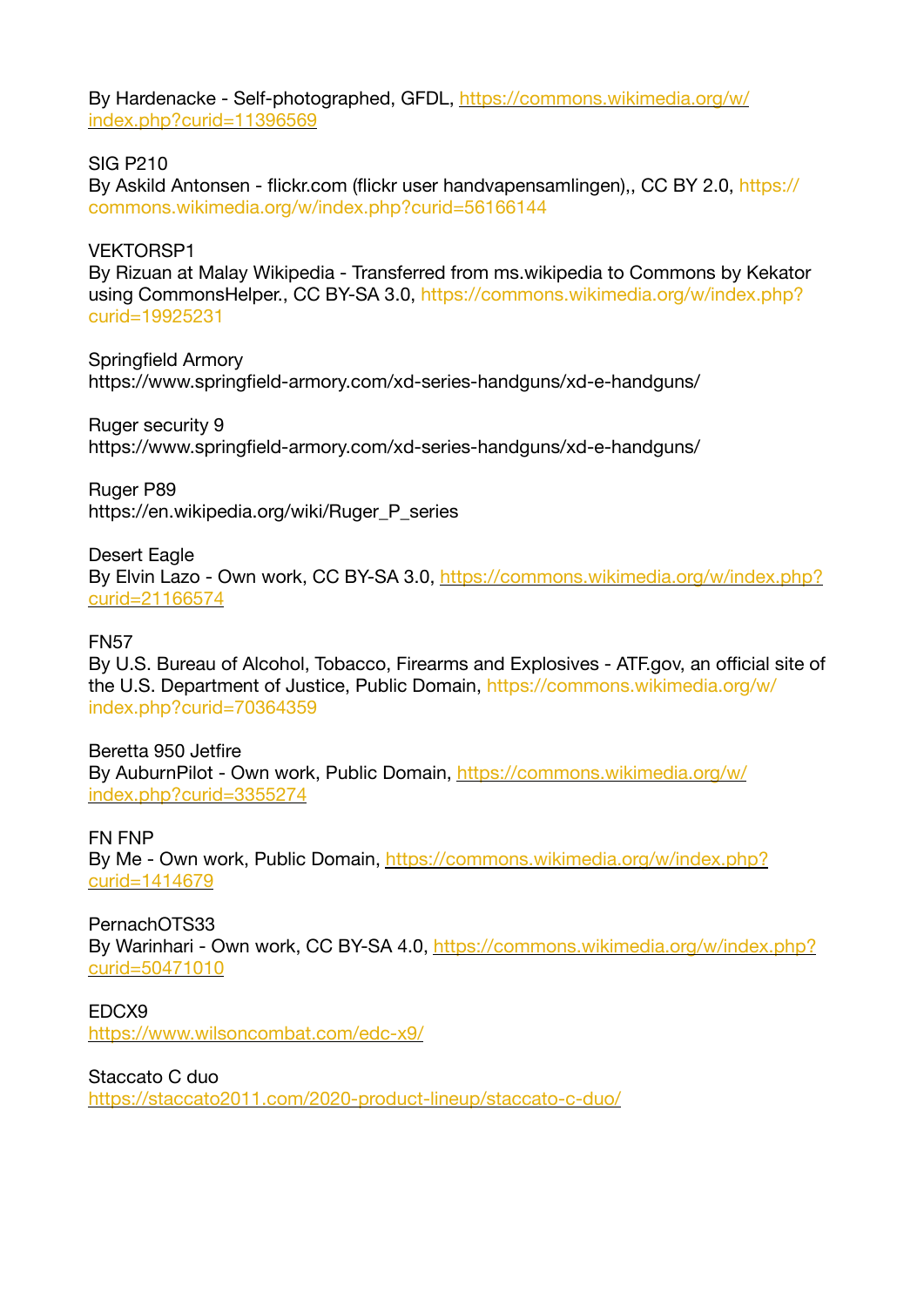By Hardenacke - Self-photographed, GFDL, https://commons.wikimedia.org/w/index.php?curid=11396569

SIG P210
By Askild Antonsen - flickr.com (flickr user handvapensamlingen),, CC BY 2.0, https://commons.wikimedia.org/w/index.php?curid=56166144

VEKTORSP1
By Rizuan at Malay Wikipedia - Transferred from ms.wikipedia to Commons by Kekator using CommonsHelper., CC BY-SA 3.0, https://commons.wikimedia.org/w/index.php?curid=19925231

Springfield Armory
https://www.springfield-armory.com/xd-series-handguns/xd-e-handguns/

Ruger security 9
https://www.springfield-armory.com/xd-series-handguns/xd-e-handguns/

Ruger P89
https://en.wikipedia.org/wiki/Ruger_P_series

Desert Eagle
By Elvin Lazo - Own work, CC BY-SA 3.0, https://commons.wikimedia.org/w/index.php?curid=21166574

FN57
By U.S. Bureau of Alcohol, Tobacco, Firearms and Explosives - ATF.gov, an official site of the U.S. Department of Justice, Public Domain, https://commons.wikimedia.org/w/index.php?curid=70364359

Beretta 950 Jetfire
By AuburnPilot - Own work, Public Domain, https://commons.wikimedia.org/w/index.php?curid=3355274

FN FNP
By Me - Own work, Public Domain, https://commons.wikimedia.org/w/index.php?curid=1414679

PernachOTS33
By Warinhari - Own work, CC BY-SA 4.0, https://commons.wikimedia.org/w/index.php?curid=50471010

EDCX9
https://www.wilsoncombat.com/edc-x9/

Staccato C duo
https://staccato2011.com/2020-product-lineup/staccato-c-duo/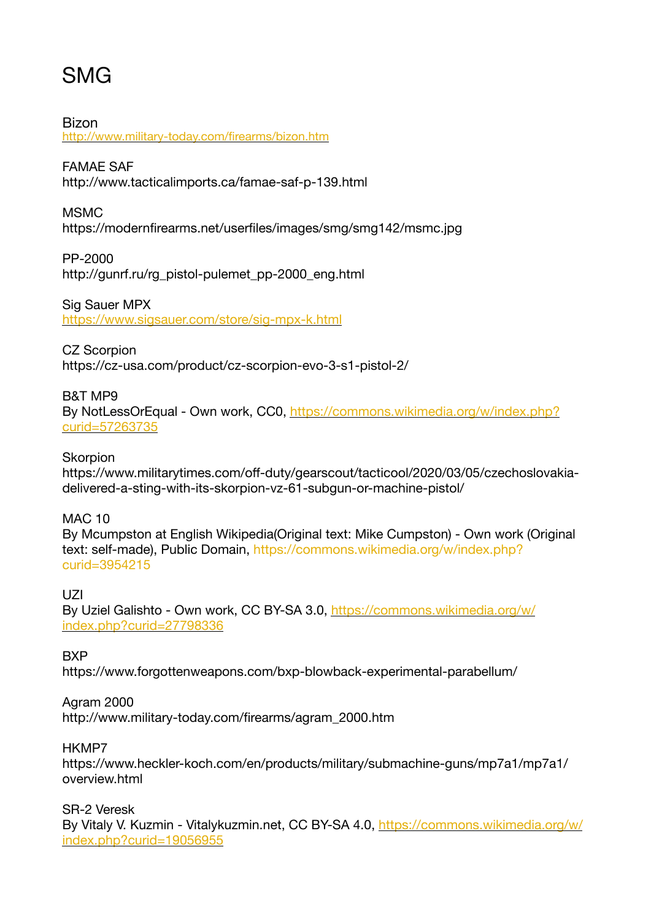# SMG

Bizon
http://www.military-today.com/firearms/bizon.htm

FAMAE SAF
http://www.tacticalimports.ca/famae-saf-p-139.html

MSMC
https://modernfirearms.net/userfiles/images/smg/smg142/msmc.jpg

PP-2000
http://gunrf.ru/rg_pistol-pulemet_pp-2000_eng.html

Sig Sauer MPX
https://www.sigsauer.com/store/sig-mpx-k.html

CZ Scorpion
https://cz-usa.com/product/cz-scorpion-evo-3-s1-pistol-2/

B&T MP9
By NotLessOrEqual - Own work, CC0, https://commons.wikimedia.org/w/index.php?curid=57263735

Skorpion
https://www.militarytimes.com/off-duty/gearscout/tacticool/2020/03/05/czechoslovakia-delivered-a-sting-with-its-skorpion-vz-61-subgun-or-machine-pistol/

MAC 10
By Mcumpston at English Wikipedia(Original text: Mike Cumpston) - Own work (Original text: self-made), Public Domain, https://commons.wikimedia.org/w/index.php?curid=3954215

UZI
By Uziel Galishto - Own work, CC BY-SA 3.0, https://commons.wikimedia.org/w/index.php?curid=27798336

BXP
https://www.forgottenweapons.com/bxp-blowback-experimental-parabellum/

Agram 2000
http://www.military-today.com/firearms/agram_2000.htm

HKMP7
https://www.heckler-koch.com/en/products/military/submachine-guns/mp7a1/mp7a1/overview.html

SR-2 Veresk
By Vitaly V. Kuzmin - Vitalykuzmin.net, CC BY-SA 4.0, https://commons.wikimedia.org/w/index.php?curid=19056955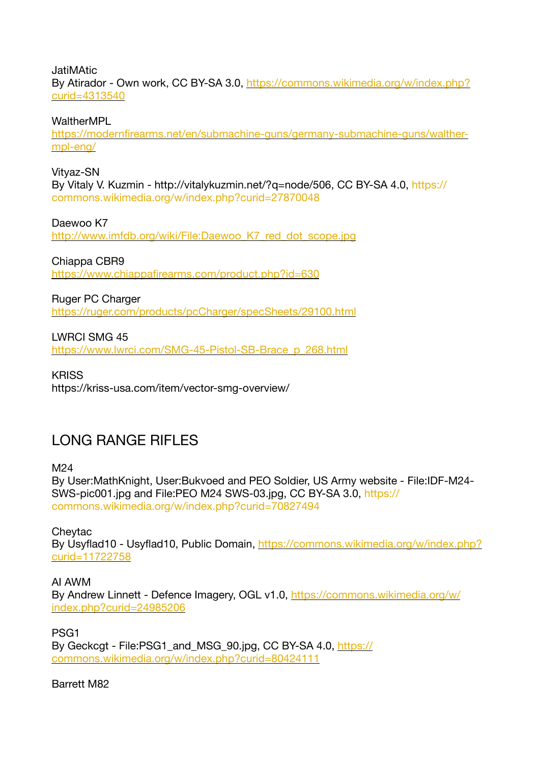JatiMAtic
By Atirador - Own work, CC BY-SA 3.0, https://commons.wikimedia.org/w/index.php?curid=4313540

WaltherMPL
https://modernfirearms.net/en/submachine-guns/germany-submachine-guns/walther-mpl-eng/

Vityaz-SN
By Vitaly V. Kuzmin - http://vitalykuzmin.net/?q=node/506, CC BY-SA 4.0, https://commons.wikimedia.org/w/index.php?curid=27870048

Daewoo K7
http://www.imfdb.org/wiki/File:Daewoo_K7_red_dot_scope.jpg

Chiappa CBR9
https://www.chiappafirearms.com/product.php?id=630

Ruger PC Charger
https://ruger.com/products/pcCharger/specSheets/29100.html

LWRCI SMG 45
https://www.lwrci.com/SMG-45-Pistol-SB-Brace_p_268.html

KRISS
https://kriss-usa.com/item/vector-smg-overview/

## LONG RANGE RIFLES

M24
By User:MathKnight, User:Bukvoed and PEO Soldier, US Army website - File:IDF-M24-SWS-pic001.jpg and File:PEO M24 SWS-03.jpg, CC BY-SA 3.0, https://commons.wikimedia.org/w/index.php?curid=70827494

Cheytac
By Usyflad10 - Usyflad10, Public Domain, https://commons.wikimedia.org/w/index.php?curid=11722758

AI AWM
By Andrew Linnett - Defence Imagery, OGL v1.0, https://commons.wikimedia.org/w/index.php?curid=24985206

PSG1
By Geckcgt - File:PSG1_and_MSG_90.jpg, CC BY-SA 4.0, https://commons.wikimedia.org/w/index.php?curid=80424111

Barrett M82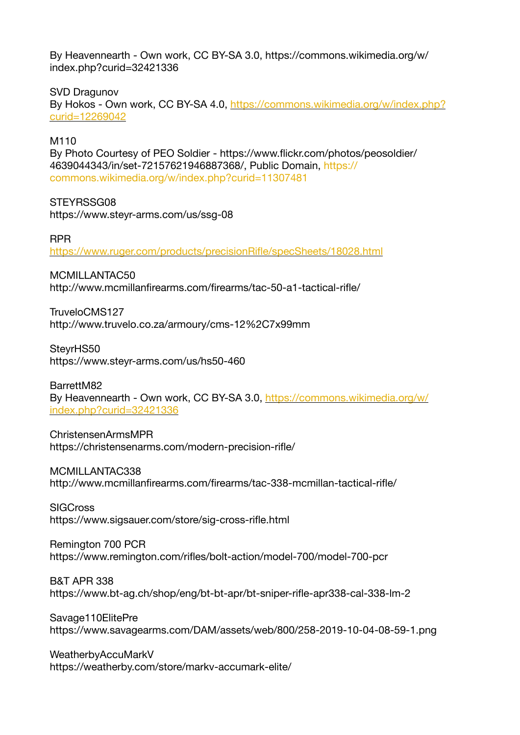By Heavennearth - Own work, CC BY-SA 3.0, https://commons.wikimedia.org/w/index.php?curid=32421336

SVD Dragunov
By Hokos - Own work, CC BY-SA 4.0, https://commons.wikimedia.org/w/index.php?curid=12269042

M110
By Photo Courtesy of PEO Soldier - https://www.flickr.com/photos/peosoldier/4639044343/in/set-72157621946887368/, Public Domain, https://commons.wikimedia.org/w/index.php?curid=11307481

STEYRSSG08
https://www.steyr-arms.com/us/ssg-08

RPR
https://www.ruger.com/products/precisionRifle/specSheets/18028.html

MCMILLANTAC50
http://www.mcmillanfirearms.com/firearms/tac-50-a1-tactical-rifle/

TruveloCMS127
http://www.truvelo.co.za/armoury/cms-12%2C7x99mm

SteyrHS50
https://www.steyr-arms.com/us/hs50-460

BarrettM82
By Heavennearth - Own work, CC BY-SA 3.0, https://commons.wikimedia.org/w/index.php?curid=32421336

ChristensenArmsMPR
https://christensenarms.com/modern-precision-rifle/

MCMILLANTAC338
http://www.mcmillanfirearms.com/firearms/tac-338-mcmillan-tactical-rifle/

SIGCross
https://www.sigsauer.com/store/sig-cross-rifle.html

Remington 700 PCR
https://www.remington.com/rifles/bolt-action/model-700/model-700-pcr

B&T APR 338
https://www.bt-ag.ch/shop/eng/bt-bt-apr/bt-sniper-rifle-apr338-cal-338-lm-2

Savage110ElitePre
https://www.savagearms.com/DAM/assets/web/800/258-2019-10-04-08-59-1.png

WeatherbyAccuMarkV
https://weatherby.com/store/markv-accumark-elite/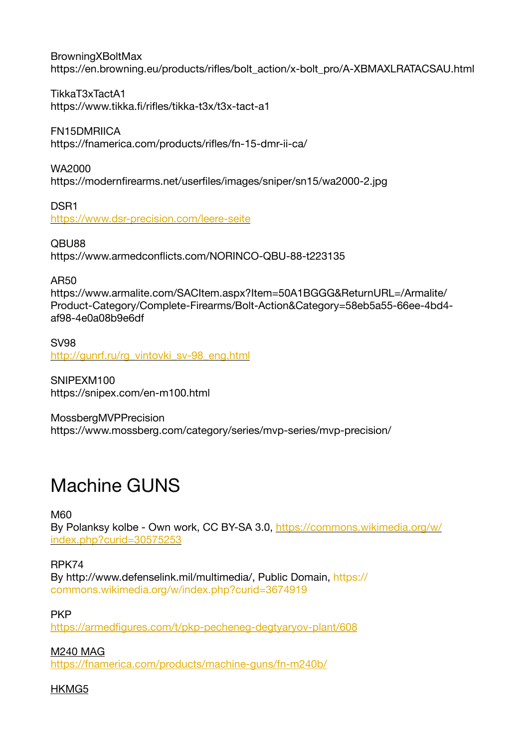BrowningXBoltMax
https://en.browning.eu/products/rifles/bolt_action/x-bolt_pro/A-XBMAXLRATACSAU.html

TikkaT3xTactA1
https://www.tikka.fi/rifles/tikka-t3x/t3x-tact-a1

FN15DMRIICA
https://fnamerica.com/products/rifles/fn-15-dmr-ii-ca/

WA2000
https://modernfirearms.net/userfiles/images/sniper/sn15/wa2000-2.jpg

DSR1
https://www.dsr-precision.com/leere-seite

QBU88
https://www.armedconflicts.com/NORINCO-QBU-88-t223135

AR50
https://www.armalite.com/SACItem.aspx?Item=50A1BGGG&ReturnURL=/Armalite/Product-Category/Complete-Firearms/Bolt-Action&Category=58eb5a55-66ee-4bd4-af98-4e0a08b9e6df

SV98
http://gunrf.ru/rg_vintovki_sv-98_eng.html

SNIPEXM100
https://snipex.com/en-m100.html

MossbergMVPPrecision
https://www.mossberg.com/category/series/mvp-series/mvp-precision/

# Machine GUNS

M60
By Polanksy kolbe - Own work, CC BY-SA 3.0, https://commons.wikimedia.org/w/index.php?curid=30575253

RPK74
By http://www.defenselink.mil/multimedia/, Public Domain, https://commons.wikimedia.org/w/index.php?curid=3674919

PKP
https://armedfigures.com/t/pkp-pecheneg-degtyaryov-plant/608

M240 MAG
https://fnamerica.com/products/machine-guns/fn-m240b/

HKMG5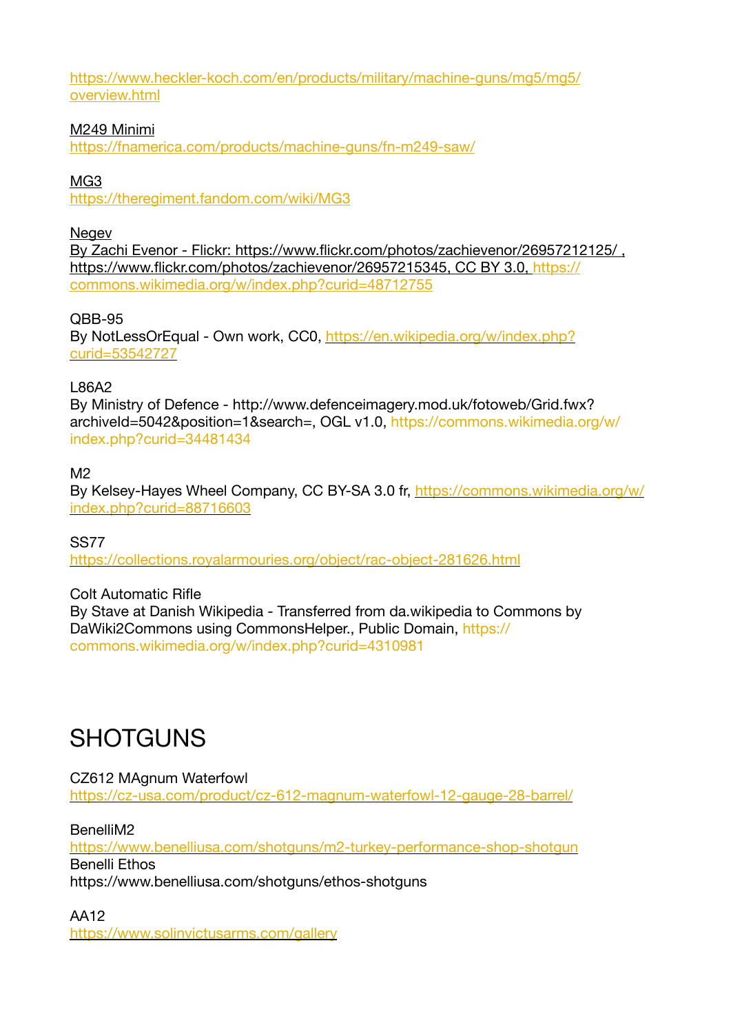https://www.heckler-koch.com/en/products/military/machine-guns/mg5/mg5/overview.html

M249 Minimi
https://fnamerica.com/products/machine-guns/fn-m249-saw/

MG3
https://theregiment.fandom.com/wiki/MG3

Negev
By Zachi Evenor - Flickr: https://www.flickr.com/photos/zachievenor/26957212125/ , https://www.flickr.com/photos/zachievenor/26957215345, CC BY 3.0, https://commons.wikimedia.org/w/index.php?curid=48712755

QBB-95
By NotLessOrEqual - Own work, CC0, https://en.wikipedia.org/w/index.php?curid=53542727

L86A2
By Ministry of Defence - http://www.defenceimagery.mod.uk/fotoweb/Grid.fwx?archiveId=5042&position=1&search=, OGL v1.0, https://commons.wikimedia.org/w/index.php?curid=34481434

M2
By Kelsey-Hayes Wheel Company, CC BY-SA 3.0 fr, https://commons.wikimedia.org/w/index.php?curid=88716603

SS77
https://collections.royalarmouries.org/object/rac-object-281626.html

Colt Automatic Rifle
By Stave at Danish Wikipedia - Transferred from da.wikipedia to Commons by DaWiki2Commons using CommonsHelper., Public Domain, https://commons.wikimedia.org/w/index.php?curid=4310981

# SHOTGUNS

CZ612 MAgnum Waterfowl
https://cz-usa.com/product/cz-612-magnum-waterfowl-12-gauge-28-barrel/

BenelliM2
https://www.benelliusa.com/shotguns/m2-turkey-performance-shop-shotgun
Benelli Ethos
https://www.benelliusa.com/shotguns/ethos-shotguns

AA12
https://www.solinvictusarms.com/gallery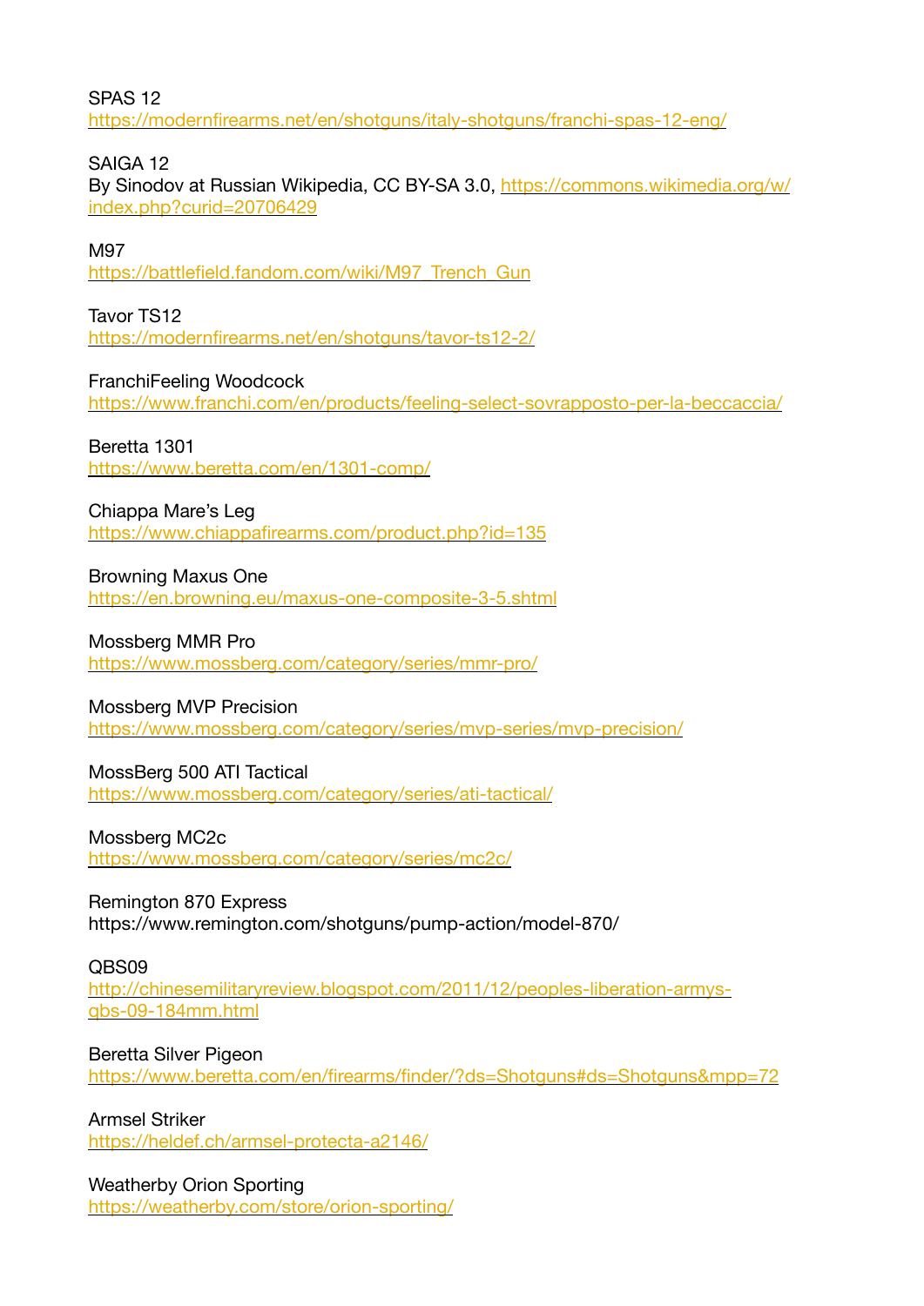SPAS 12
https://modernfirearms.net/en/shotguns/italy-shotguns/franchi-spas-12-eng/

SAIGA 12
By Sinodov at Russian Wikipedia, CC BY-SA 3.0, https://commons.wikimedia.org/w/index.php?curid=20706429

M97
https://battlefield.fandom.com/wiki/M97_Trench_Gun

Tavor TS12
https://modernfirearms.net/en/shotguns/tavor-ts12-2/

FranchiFeeling Woodcock
https://www.franchi.com/en/products/feeling-select-sovrapposto-per-la-beccaccia/

Beretta 1301
https://www.beretta.com/en/1301-comp/

Chiappa Mare's Leg
https://www.chiappafirearms.com/product.php?id=135

Browning Maxus One
https://en.browning.eu/maxus-one-composite-3-5.shtml

Mossberg MMR Pro
https://www.mossberg.com/category/series/mmr-pro/

Mossberg MVP Precision
https://www.mossberg.com/category/series/mvp-series/mvp-precision/

MossBerg 500 ATI Tactical
https://www.mossberg.com/category/series/ati-tactical/

Mossberg MC2c
https://www.mossberg.com/category/series/mc2c/

Remington 870 Express
https://www.remington.com/shotguns/pump-action/model-870/

QBS09
http://chinesemilitaryreview.blogspot.com/2011/12/peoples-liberation-armys-qbs-09-184mm.html

Beretta Silver Pigeon
https://www.beretta.com/en/firearms/finder/?ds=Shotguns#ds=Shotguns&mpp=72

Armsel Striker
https://heldef.ch/armsel-protecta-a2146/

Weatherby Orion Sporting
https://weatherby.com/store/orion-sporting/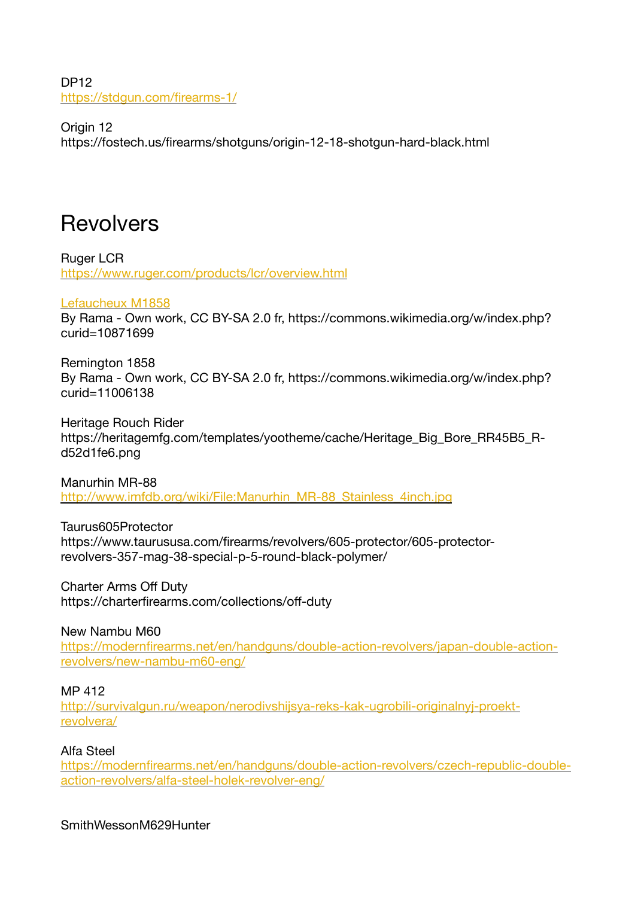DP12
[https://stdgun.com/firearms-1/](https://stdgun.com/firearms-1/)

Origin 12
https://fostech.us/firearms/shotguns/origin-12-18-shotgun-hard-black.html

# Revolvers

Ruger LCR
[https://www.ruger.com/products/lcr/overview.html](https://www.ruger.com/products/lcr/overview.html)

[Lefaucheux M1858]()
By Rama - Own work, CC BY-SA 2.0 fr, https://commons.wikimedia.org/w/index.php?curid=10871699

Remington 1858
By Rama - Own work, CC BY-SA 2.0 fr, https://commons.wikimedia.org/w/index.php?curid=11006138

Heritage Rouch Rider
https://heritagemfg.com/templates/yootheme/cache/Heritage_Big_Bore_RR45B5_R-d52d1fe6.png

Manurhin MR-88
[http://www.imfdb.org/wiki/File:Manurhin_MR-88_Stainless_4inch.jpg](http://www.imfdb.org/wiki/File:Manurhin_MR-88_Stainless_4inch.jpg)

Taurus605Protector
https://www.taurususa.com/firearms/revolvers/605-protector/605-protector-revolvers-357-mag-38-special-p-5-round-black-polymer/

Charter Arms Off Duty
https://charterfirearms.com/collections/off-duty

New Nambu M60
[https://modernfirearms.net/en/handguns/double-action-revolvers/japan-double-action-revolvers/new-nambu-m60-eng/](https://modernfirearms.net/en/handguns/double-action-revolvers/japan-double-action-revolvers/new-nambu-m60-eng/)

MP 412
[http://survivalgun.ru/weapon/nerodivshijsya-reks-kak-ugrobili-originalnyj-proekt-revolvera/](http://survivalgun.ru/weapon/nerodivshijsya-reks-kak-ugrobili-originalnyj-proekt-revolvera/)

Alfa Steel
[https://modernfirearms.net/en/handguns/double-action-revolvers/czech-republic-double-action-revolvers/alfa-steel-holek-revolver-eng/](https://modernfirearms.net/en/handguns/double-action-revolvers/czech-republic-double-action-revolvers/alfa-steel-holek-revolver-eng/)

SmithWessonM629Hunter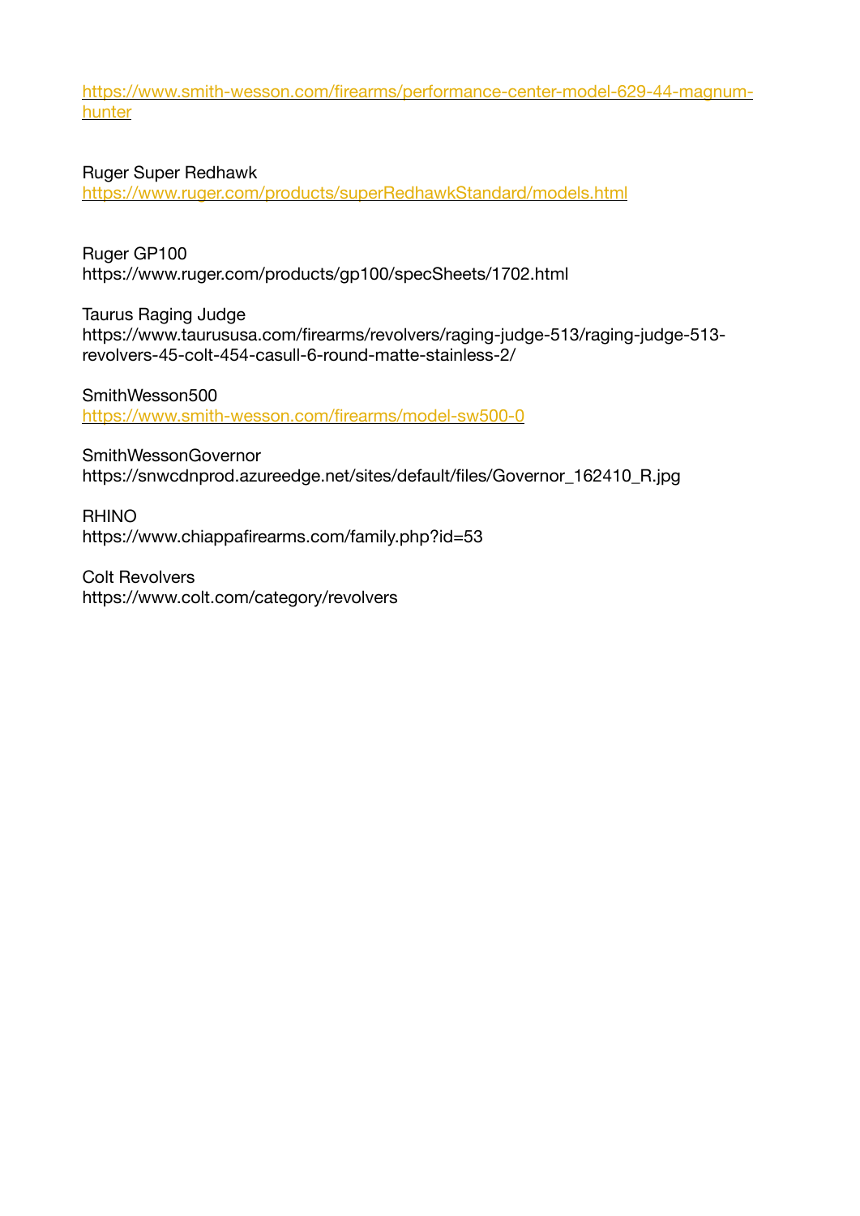[https://www.smith-wesson.com/firearms/performance-center-model-629-44-magnum-hunter](https://www.smith-wesson.com/firearms/performance-center-model-629-44-magnum-hunter)

Ruger Super Redhawk
[https://www.ruger.com/products/superRedhawkStandard/models.html](https://www.ruger.com/products/superRedhawkStandard/models.html)

Ruger GP100
https://www.ruger.com/products/gp100/specSheets/1702.html

Taurus Raging Judge
https://www.taurususa.com/firearms/revolvers/raging-judge-513/raging-judge-513-revolvers-45-colt-454-casull-6-round-matte-stainless-2/

SmithWesson500
[https://www.smith-wesson.com/firearms/model-sw500-0](https://www.smith-wesson.com/firearms/model-sw500-0)

SmithWessonGovernor
https://snwcdnprod.azureedge.net/sites/default/files/Governor_162410_R.jpg

RHINO
https://www.chiappafirearms.com/family.php?id=53

Colt Revolvers
https://www.colt.com/category/revolvers